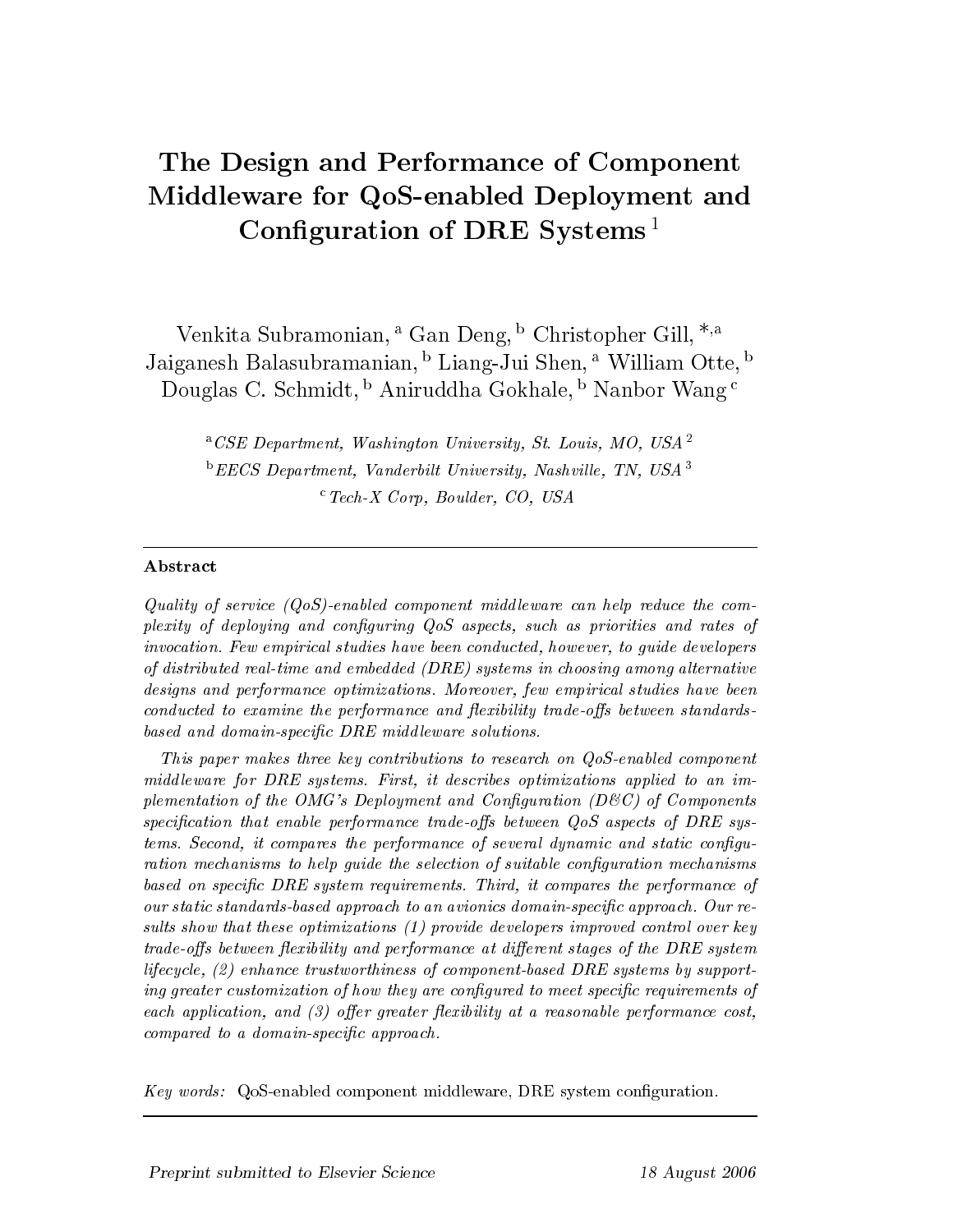# The Design and Performance of Component Middleware for QoS-enabled Deployment and Configuration of DRE Systems [1]

Venkita Subramonian, [a] Gan Deng, [b] Christopher Gill, [*,a] Jaiganesh Balasubramanian, [b] Liang-Jui Shen, [a] William Otte, [b] Douglas C. Schmidt, [b] Aniruddha Gokhale, [b] Nanbor Wang [c]

[a] *CSE Department, Washington University, St. Louis, MO, USA* [2]

[b] *EECS Department, Vanderbilt University, Nashville, TN, USA* [3]

[c] *Tech-X Corp, Boulder, CO, USA*

---

**Abstract**

*Quality of service (QoS)-enabled component middleware can help reduce the complexity of deploying and configuring QoS aspects, such as priorities and rates of invocation. Few empirical studies have been conducted, however, to guide developers of distributed real-time and embedded (DRE) systems in choosing among alternative designs and performance optimizations. Moreover, few empirical studies have been conducted to examine the performance and flexibility trade-offs between standards-based and domain-specific DRE middleware solutions.*

*This paper makes three key contributions to research on QoS-enabled component middleware for DRE systems. First, it describes optimizations applied to an implementation of the OMG's Deployment and Configuration (D&C) of Components specification that enable performance trade-offs between QoS aspects of DRE systems. Second, it compares the performance of several dynamic and static configuration mechanisms to help guide the selection of suitable configuration mechanisms based on specific DRE system requirements. Third, it compares the performance of our static standards-based approach to an avionics domain-specific approach. Our results show that these optimizations (1) provide developers improved control over key trade-offs between flexibility and performance at different stages of the DRE system lifecycle, (2) enhance trustworthiness of component-based DRE systems by supporting greater customization of how they are configured to meet specific requirements of each application, and (3) offer greater flexibility at a reasonable performance cost, compared to a domain-specific approach.*

*Key words:* QoS-enabled component middleware, DRE system configuration.

---

Preprint submitted to Elsevier Science 18 August 2006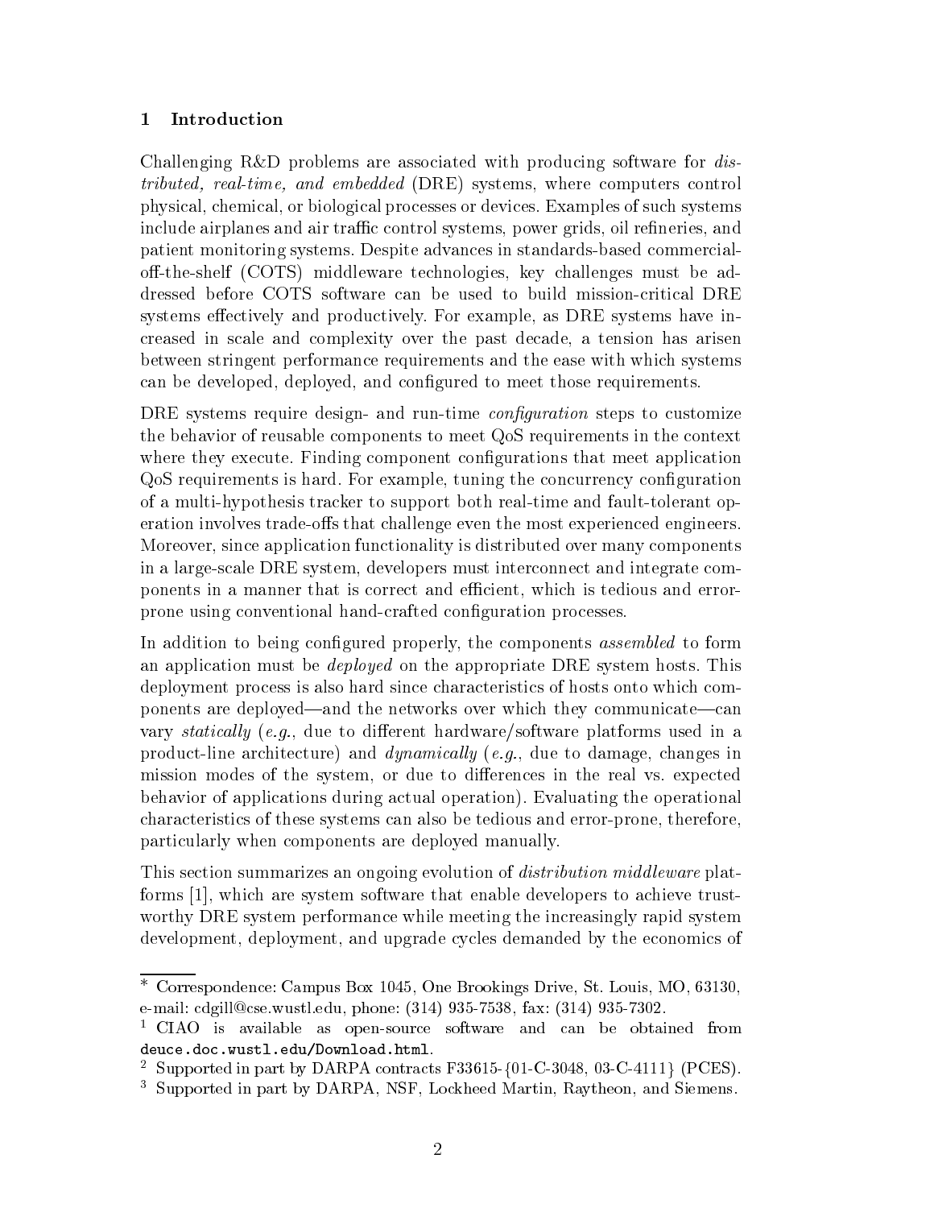## 1 Introduction

Challenging R&D problems are associated with producing software for *distributed, real-time, and embedded* (DRE) systems, where computers control physical, chemical, or biological processes or devices. Examples of such systems include airplanes and air traffic control systems, power grids, oil refineries, and patient monitoring systems. Despite advances in standards-based commercial-off-the-shelf (COTS) middleware technologies, key challenges must be addressed before COTS software can be used to build mission-critical DRE systems effectively and productively. For example, as DRE systems have increased in scale and complexity over the past decade, a tension has arisen between stringent performance requirements and the ease with which systems can be developed, deployed, and configured to meet those requirements.

DRE systems require design- and run-time *configuration* steps to customize the behavior of reusable components to meet QoS requirements in the context where they execute. Finding component configurations that meet application QoS requirements is hard. For example, tuning the concurrency configuration of a multi-hypothesis tracker to support both real-time and fault-tolerant operation involves trade-offs that challenge even the most experienced engineers. Moreover, since application functionality is distributed over many components in a large-scale DRE system, developers must interconnect and integrate components in a manner that is correct and efficient, which is tedious and error-prone using conventional hand-crafted configuration processes.

In addition to being configured properly, the components *assembled* to form an application must be *deployed* on the appropriate DRE system hosts. This deployment process is also hard since characteristics of hosts onto which components are deployed—and the networks over which they communicate—can vary *statically* (*e.g.*, due to different hardware/software platforms used in a product-line architecture) and *dynamically* (*e.g.*, due to damage, changes in mission modes of the system, or due to differences in the real vs. expected behavior of applications during actual operation). Evaluating the operational characteristics of these systems can also be tedious and error-prone, therefore, particularly when components are deployed manually.

This section summarizes an ongoing evolution of *distribution middleware* platforms [1], which are system software that enable developers to achieve trustworthy DRE system performance while meeting the increasingly rapid system development, deployment, and upgrade cycles demanded by the economics of

---

* Correspondence: Campus Box 1045, One Brookings Drive, St. Louis, MO, 63130, e-mail: cdgill@cse.wustl.edu, phone: (314) 935-7538, fax: (314) 935-7302.

[1] CIAO is available as open-source software and can be obtained from `deuce.doc.wustl.edu/Download.html`.

[2] Supported in part by DARPA contracts F33615-{01-C-3048, 03-C-4111} (PCES).

[3] Supported in part by DARPA, NSF, Lockheed Martin, Raytheon, and Siemens.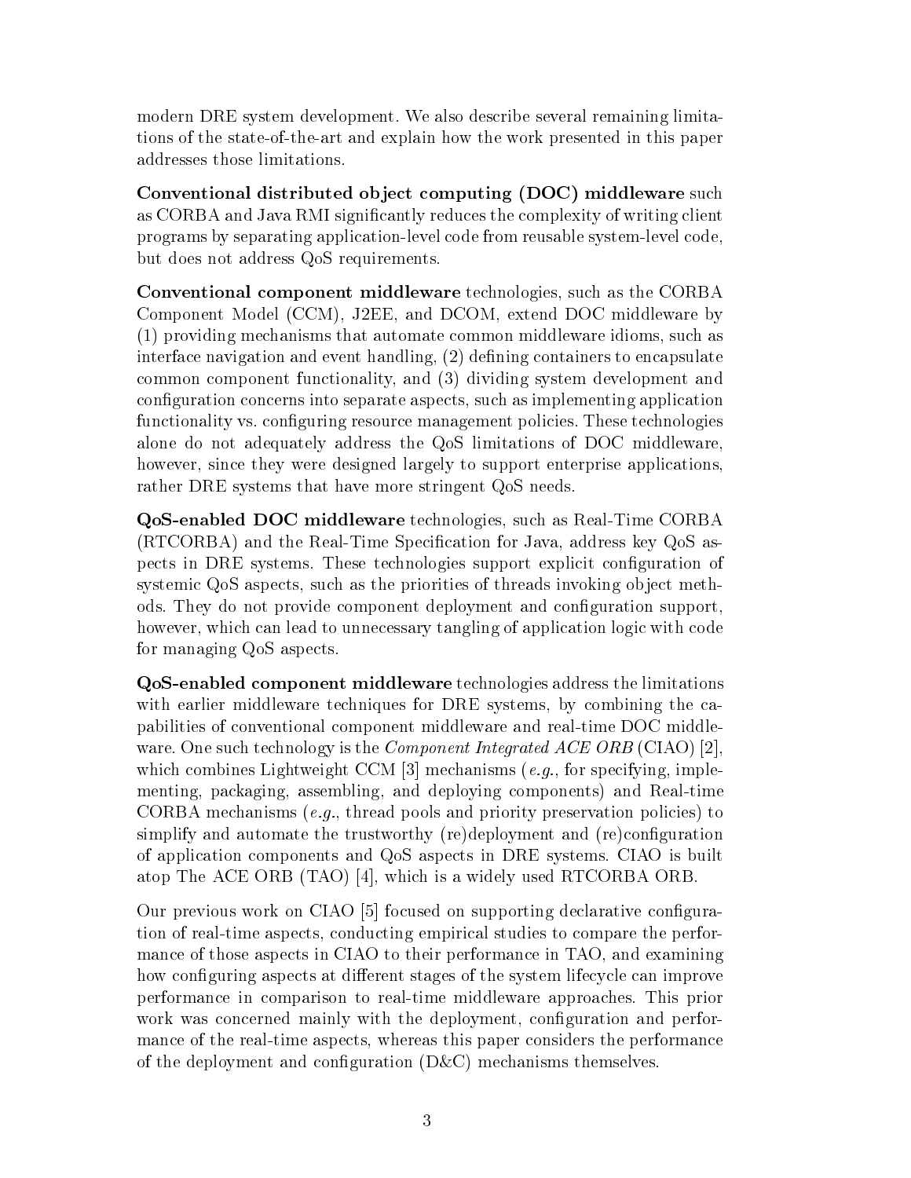modern DRE system development. We also describe several remaining limitations of the state-of-the-art and explain how the work presented in this paper addresses those limitations.

**Conventional distributed object computing (DOC) middleware** such as CORBA and Java RMI significantly reduces the complexity of writing client programs by separating application-level code from reusable system-level code, but does not address QoS requirements.

**Conventional component middleware** technologies, such as the CORBA Component Model (CCM), J2EE, and DCOM, extend DOC middleware by (1) providing mechanisms that automate common middleware idioms, such as interface navigation and event handling, (2) defining containers to encapsulate common component functionality, and (3) dividing system development and configuration concerns into separate aspects, such as implementing application functionality vs. configuring resource management policies. These technologies alone do not adequately address the QoS limitations of DOC middleware, however, since they were designed largely to support enterprise applications, rather DRE systems that have more stringent QoS needs.

**QoS-enabled DOC middleware** technologies, such as Real-Time CORBA (RTCORBA) and the Real-Time Specification for Java, address key QoS aspects in DRE systems. These technologies support explicit configuration of systemic QoS aspects, such as the priorities of threads invoking object methods. They do not provide component deployment and configuration support, however, which can lead to unnecessary tangling of application logic with code for managing QoS aspects.

**QoS-enabled component middleware** technologies address the limitations with earlier middleware techniques for DRE systems, by combining the capabilities of conventional component middleware and real-time DOC middleware. One such technology is the *Component Integrated ACE ORB* (CIAO) [2], which combines Lightweight CCM [3] mechanisms (*e.g.*, for specifying, implementing, packaging, assembling, and deploying components) and Real-time CORBA mechanisms (*e.g.*, thread pools and priority preservation policies) to simplify and automate the trustworthy (re)deployment and (re)configuration of application components and QoS aspects in DRE systems. CIAO is built atop The ACE ORB (TAO) [4], which is a widely used RTCORBA ORB.

Our previous work on CIAO [5] focused on supporting declarative configuration of real-time aspects, conducting empirical studies to compare the performance of those aspects in CIAO to their performance in TAO, and examining how configuring aspects at different stages of the system lifecycle can improve performance in comparison to real-time middleware approaches. This prior work was concerned mainly with the deployment, configuration and performance of the real-time aspects, whereas this paper considers the performance of the deployment and configuration (D&C) mechanisms themselves.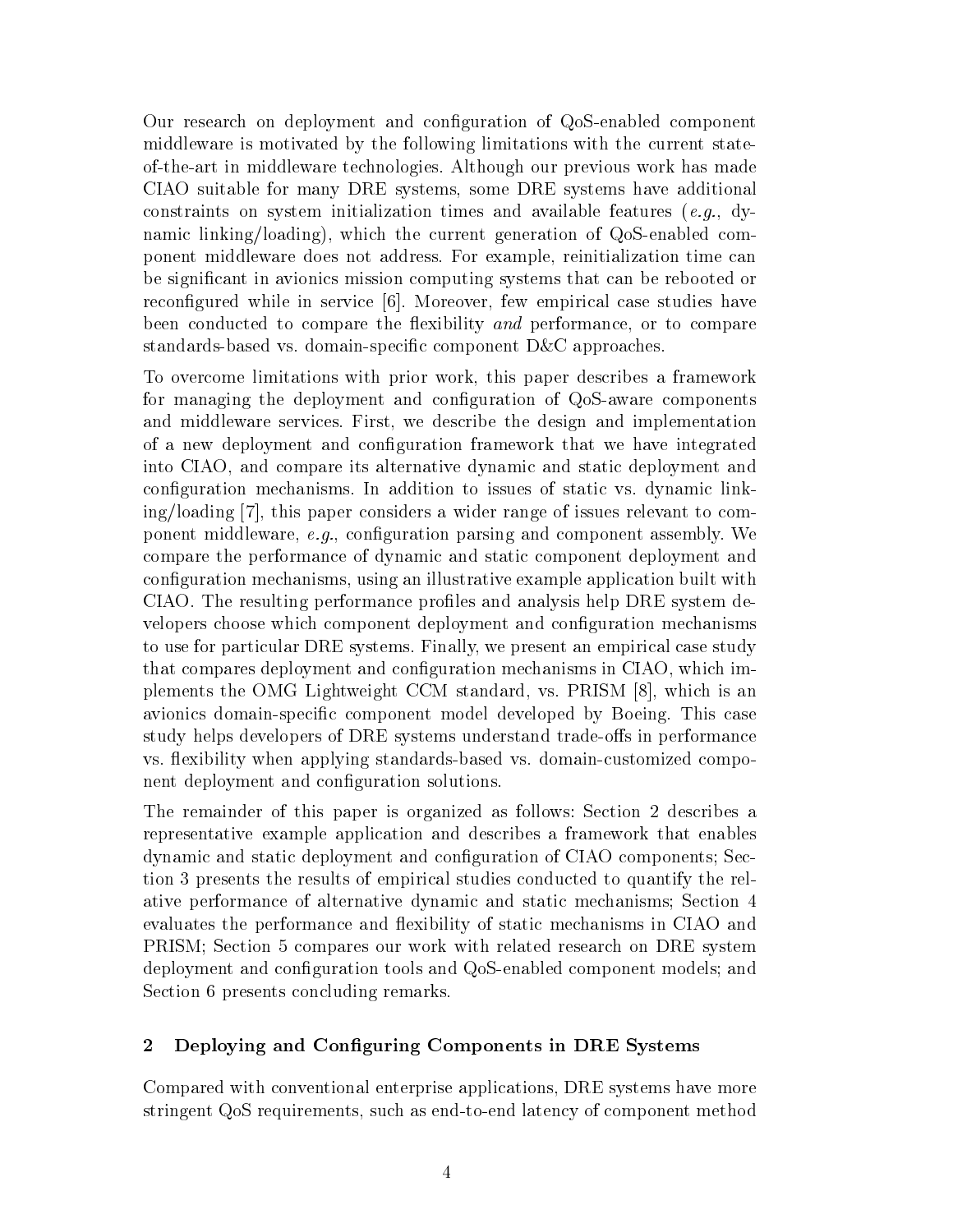Our research on deployment and configuration of QoS-enabled component middleware is motivated by the following limitations with the current state-of-the-art in middleware technologies. Although our previous work has made CIAO suitable for many DRE systems, some DRE systems have additional constraints on system initialization times and available features (*e.g.*, dynamic linking/loading), which the current generation of QoS-enabled component middleware does not address. For example, reinitialization time can be significant in avionics mission computing systems that can be rebooted or reconfigured while in service [6]. Moreover, few empirical case studies have been conducted to compare the flexibility *and* performance, or to compare standards-based vs. domain-specific component D&C approaches.

To overcome limitations with prior work, this paper describes a framework for managing the deployment and configuration of QoS-aware components and middleware services. First, we describe the design and implementation of a new deployment and configuration framework that we have integrated into CIAO, and compare its alternative dynamic and static deployment and configuration mechanisms. In addition to issues of static vs. dynamic linking/loading [7], this paper considers a wider range of issues relevant to component middleware, *e.g.*, configuration parsing and component assembly. We compare the performance of dynamic and static component deployment and configuration mechanisms, using an illustrative example application built with CIAO. The resulting performance profiles and analysis help DRE system developers choose which component deployment and configuration mechanisms to use for particular DRE systems. Finally, we present an empirical case study that compares deployment and configuration mechanisms in CIAO, which implements the OMG Lightweight CCM standard, vs. PRISM [8], which is an avionics domain-specific component model developed by Boeing. This case study helps developers of DRE systems understand trade-offs in performance vs. flexibility when applying standards-based vs. domain-customized component deployment and configuration solutions.

The remainder of this paper is organized as follows: Section 2 describes a representative example application and describes a framework that enables dynamic and static deployment and configuration of CIAO components; Section 3 presents the results of empirical studies conducted to quantify the relative performance of alternative dynamic and static mechanisms; Section 4 evaluates the performance and flexibility of static mechanisms in CIAO and PRISM; Section 5 compares our work with related research on DRE system deployment and configuration tools and QoS-enabled component models; and Section 6 presents concluding remarks.

## 2 Deploying and Configuring Components in DRE Systems

Compared with conventional enterprise applications, DRE systems have more stringent QoS requirements, such as end-to-end latency of component method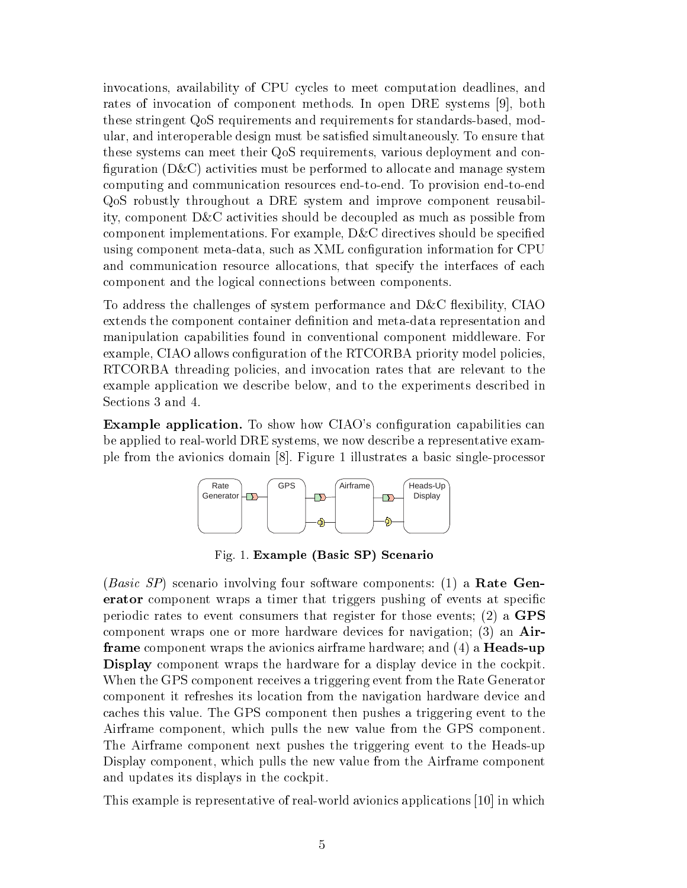invocations, availability of CPU cycles to meet computation deadlines, and rates of invocation of component methods. In open DRE systems [9], both these stringent QoS requirements and requirements for standards-based, modular, and interoperable design must be satisfied simultaneously. To ensure that these systems can meet their QoS requirements, various deployment and configuration (D&C) activities must be performed to allocate and manage system computing and communication resources end-to-end. To provision end-to-end QoS robustly throughout a DRE system and improve component reusability, component D&C activities should be decoupled as much as possible from component implementations. For example, D&C directives should be specified using component meta-data, such as XML configuration information for CPU and communication resource allocations, that specify the interfaces of each component and the logical connections between components.

To address the challenges of system performance and D&C flexibility, CIAO extends the component container definition and meta-data representation and manipulation capabilities found in conventional component middleware. For example, CIAO allows configuration of the RTCORBA priority model policies, RTCORBA threading policies, and invocation rates that are relevant to the example application we describe below, and to the experiments described in Sections 3 and 4.

**Example application.** To show how CIAO's configuration capabilities can be applied to real-world DRE systems, we now describe a representative example from the avionics domain [8]. Figure 1 illustrates a basic single-processor

Rate Generator | GPS | Airframe | Heads-Up Display

Fig. 1. **Example (Basic SP) Scenario**

(*Basic SP*) scenario involving four software components: (1) a **Rate Generator** component wraps a timer that triggers pushing of events at specific periodic rates to event consumers that register for those events; (2) a **GPS** component wraps one or more hardware devices for navigation; (3) an **Airframe** component wraps the avionics airframe hardware; and (4) a **Heads-up Display** component wraps the hardware for a display device in the cockpit. When the GPS component receives a triggering event from the Rate Generator component it refreshes its location from the navigation hardware device and caches this value. The GPS component then pushes a triggering event to the Airframe component, which pulls the new value from the GPS component. The Airframe component next pushes the triggering event to the Heads-up Display component, which pulls the new value from the Airframe component and updates its displays in the cockpit.

This example is representative of real-world avionics applications [10] in which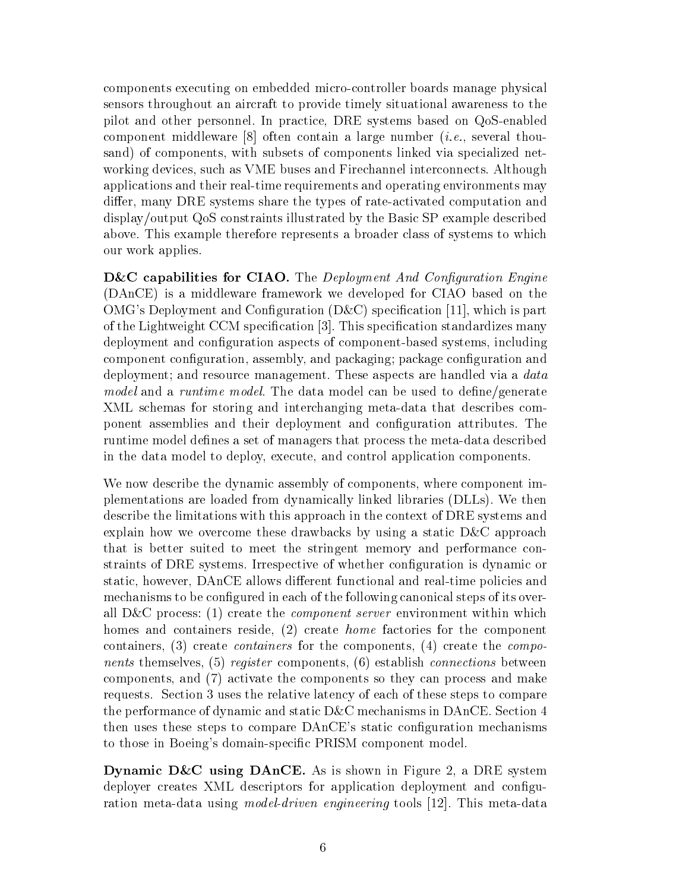components executing on embedded micro-controller boards manage physical sensors throughout an aircraft to provide timely situational awareness to the pilot and other personnel. In practice, DRE systems based on QoS-enabled component middleware [8] often contain a large number (*i.e.*, several thousand) of components, with subsets of components linked via specialized networking devices, such as VME buses and Firechannel interconnects. Although applications and their real-time requirements and operating environments may differ, many DRE systems share the types of rate-activated computation and display/output QoS constraints illustrated by the Basic SP example described above. This example therefore represents a broader class of systems to which our work applies.

**D&C capabilities for CIAO.** The *Deployment And Configuration Engine* (DAnCE) is a middleware framework we developed for CIAO based on the OMG's Deployment and Configuration (D&C) specification [11], which is part of the Lightweight CCM specification [3]. This specification standardizes many deployment and configuration aspects of component-based systems, including component configuration, assembly, and packaging; package configuration and deployment; and resource management. These aspects are handled via a *data model* and a *runtime model*. The data model can be used to define/generate XML schemas for storing and interchanging meta-data that describes component assemblies and their deployment and configuration attributes. The runtime model defines a set of managers that process the meta-data described in the data model to deploy, execute, and control application components.

We now describe the dynamic assembly of components, where component implementations are loaded from dynamically linked libraries (DLLs). We then describe the limitations with this approach in the context of DRE systems and explain how we overcome these drawbacks by using a static D&C approach that is better suited to meet the stringent memory and performance constraints of DRE systems. Irrespective of whether configuration is dynamic or static, however, DAnCE allows different functional and real-time policies and mechanisms to be configured in each of the following canonical steps of its overall D&C process: (1) create the *component server* environment within which homes and containers reside, (2) create *home* factories for the component containers, (3) create *containers* for the components, (4) create the *components* themselves, (5) *register* components, (6) establish *connections* between components, and (7) activate the components so they can process and make requests. Section 3 uses the relative latency of each of these steps to compare the performance of dynamic and static D&C mechanisms in DAnCE. Section 4 then uses these steps to compare DAnCE's static configuration mechanisms to those in Boeing's domain-specific PRISM component model.

**Dynamic D&C using DAnCE.** As is shown in Figure 2, a DRE system deployer creates XML descriptors for application deployment and configuration meta-data using *model-driven engineering* tools [12]. This meta-data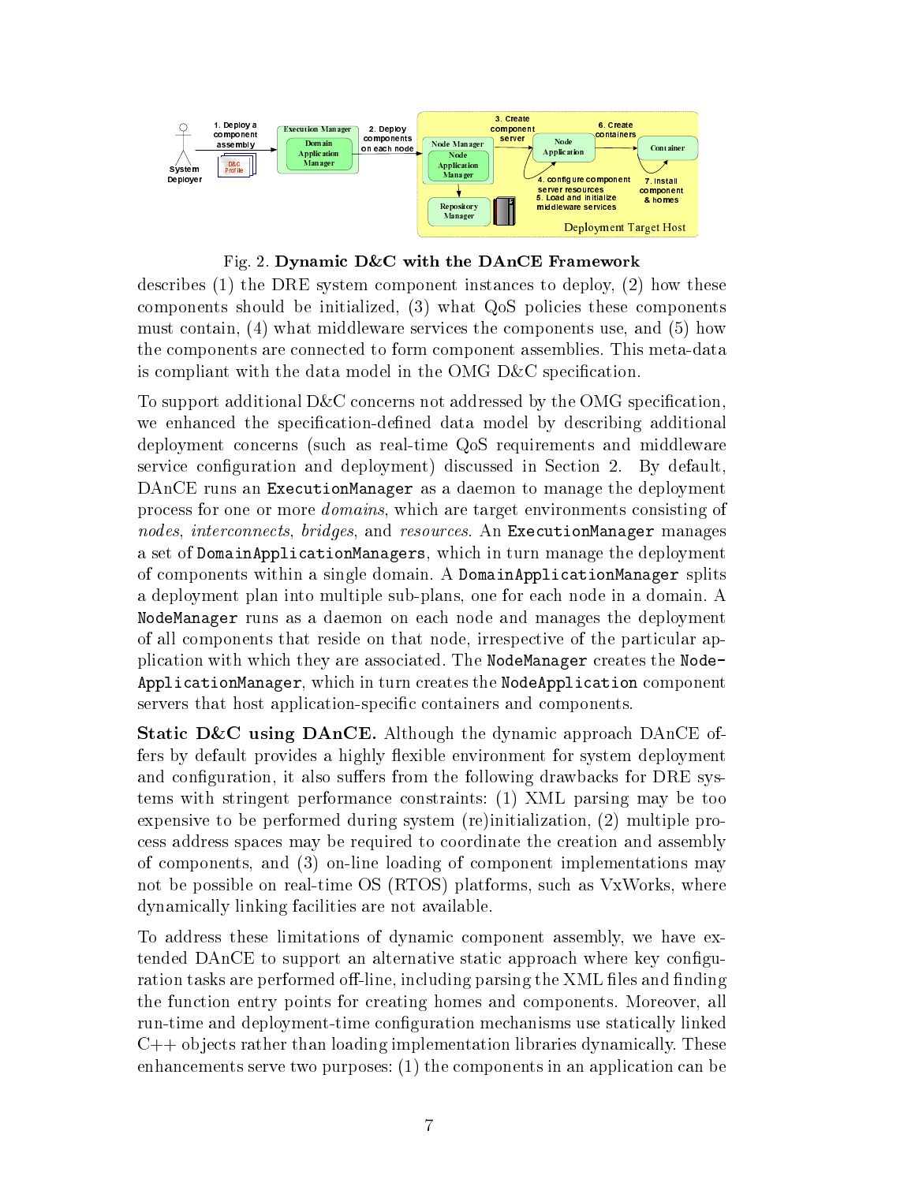Fig. 2. **Dynamic D&C with the DAnCE Framework**

describes (1) the DRE system component instances to deploy, (2) how these components should be initialized, (3) what QoS policies these components must contain, (4) what middleware services the components use, and (5) how the components are connected to form component assemblies. This meta-data is compliant with the data model in the OMG D&C specification.

To support additional D&C concerns not addressed by the OMG specification, we enhanced the specification-defined data model by describing additional deployment concerns (such as real-time QoS requirements and middleware service configuration and deployment) discussed in Section 2. By default, DAnCE runs an `ExecutionManager` as a daemon to manage the deployment process for one or more *domains*, which are target environments consisting of *nodes*, *interconnects*, *bridges*, and *resources*. An `ExecutionManager` manages a set of `DomainApplicationManagers`, which in turn manage the deployment of components within a single domain. A `DomainApplicationManager` splits a deployment plan into multiple sub-plans, one for each node in a domain. A `NodeManager` runs as a daemon on each node and manages the deployment of all components that reside on that node, irrespective of the particular application with which they are associated. The `NodeManager` creates the `NodeApplicationManager`, which in turn creates the `NodeApplication` component servers that host application-specific containers and components.

**Static D&C using DAnCE.** Although the dynamic approach DAnCE offers by default provides a highly flexible environment for system deployment and configuration, it also suffers from the following drawbacks for DRE systems with stringent performance constraints: (1) XML parsing may be too expensive to be performed during system (re)initialization, (2) multiple process address spaces may be required to coordinate the creation and assembly of components, and (3) on-line loading of component implementations may not be possible on real-time OS (RTOS) platforms, such as VxWorks, where dynamically linking facilities are not available.

To address these limitations of dynamic component assembly, we have extended DAnCE to support an alternative static approach where key configuration tasks are performed off-line, including parsing the XML files and finding the function entry points for creating homes and components. Moreover, all run-time and deployment-time configuration mechanisms use statically linked C++ objects rather than loading implementation libraries dynamically. These enhancements serve two purposes: (1) the components in an application can be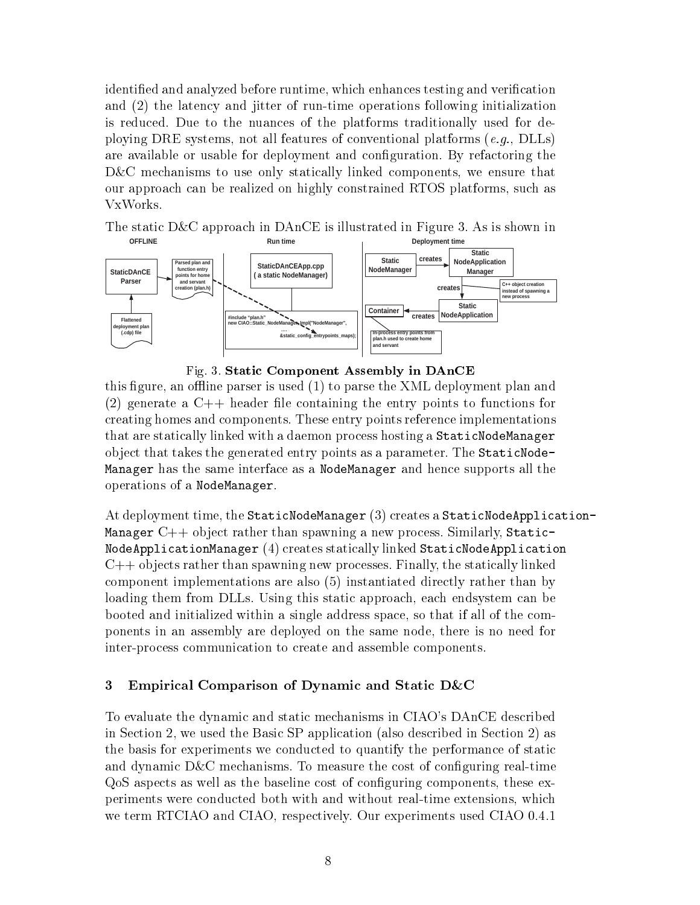identified and analyzed before runtime, which enhances testing and verification and (2) the latency and jitter of run-time operations following initialization is reduced. Due to the nuances of the platforms traditionally used for deploying DRE systems, not all features of conventional platforms (*e.g.*, DLLs) are available or usable for deployment and configuration. By refactoring the D&C mechanisms to use only statically linked components, we ensure that our approach can be realized on highly constrained RTOS platforms, such as VxWorks.

The static D&C approach in DAnCE is illustrated in Figure 3. As is shown in

Fig. 3. **Static Component Assembly in DAnCE**

this figure, an offline parser is used (1) to parse the XML deployment plan and (2) generate a C++ header file containing the entry points to functions for creating homes and components. These entry points reference implementations that are statically linked with a daemon process hosting a `StaticNodeManager` object that takes the generated entry points as a parameter. The `StaticNodeManager` has the same interface as a `NodeManager` and hence supports all the operations of a `NodeManager`.

At deployment time, the `StaticNodeManager` (3) creates a `StaticNodeApplicationManager` C++ object rather than spawning a new process. Similarly, `StaticNodeApplicationManager` (4) creates statically linked `StaticNodeApplication` C++ objects rather than spawning new processes. Finally, the statically linked component implementations are also (5) instantiated directly rather than by loading them from DLLs. Using this static approach, each endsystem can be booted and initialized within a single address space, so that if all of the components in an assembly are deployed on the same node, there is no need for inter-process communication to create and assemble components.

## 3 Empirical Comparison of Dynamic and Static D&C

To evaluate the dynamic and static mechanisms in CIAO's DAnCE described in Section 2, we used the Basic SP application (also described in Section 2) as the basis for experiments we conducted to quantify the performance of static and dynamic D&C mechanisms. To measure the cost of configuring real-time QoS aspects as well as the baseline cost of configuring components, these experiments were conducted both with and without real-time extensions, which we term RTCIAO and CIAO, respectively. Our experiments used CIAO 0.4.1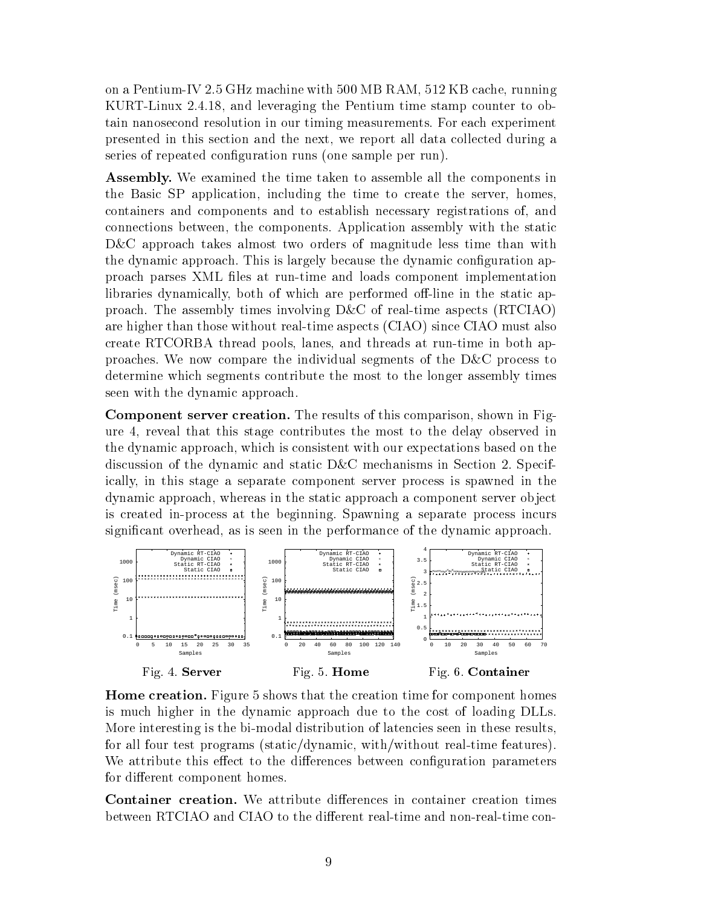on a Pentium-IV 2.5 GHz machine with 500 MB RAM, 512 KB cache, running KURT-Linux 2.4.18, and leveraging the Pentium time stamp counter to obtain nanosecond resolution in our timing measurements. For each experiment presented in this section and the next, we report all data collected during a series of repeated configuration runs (one sample per run).

**Assembly.** We examined the time taken to assemble all the components in the Basic SP application, including the time to create the server, homes, containers and components and to establish necessary registrations of, and connections between, the components. Application assembly with the static D&C approach takes almost two orders of magnitude less time than with the dynamic approach. This is largely because the dynamic configuration approach parses XML files at run-time and loads component implementation libraries dynamically, both of which are performed off-line in the static approach. The assembly times involving D&C of real-time aspects (RTCIAO) are higher than those without real-time aspects (CIAO) since CIAO must also create RTCORBA thread pools, lanes, and threads at run-time in both approaches. We now compare the individual segments of the D&C process to determine which segments contribute the most to the longer assembly times seen with the dynamic approach.

**Component server creation.** The results of this comparison, shown in Figure 4, reveal that this stage contributes the most to the delay observed in the dynamic approach, which is consistent with our expectations based on the discussion of the dynamic and static D&C mechanisms in Section 2. Specifically, in this stage a separate component server process is spawned in the dynamic approach, whereas in the static approach a component server object is created in-process at the beginning. Spawning a separate process incurs significant overhead, as is seen in the performance of the dynamic approach.

Fig. 4. **Server**

Fig. 5. **Home**

Fig. 6. **Container**

**Home creation.** Figure 5 shows that the creation time for component homes is much higher in the dynamic approach due to the cost of loading DLLs. More interesting is the bi-modal distribution of latencies seen in these results, for all four test programs (static/dynamic, with/without real-time features). We attribute this effect to the differences between configuration parameters for different component homes.

**Container creation.** We attribute differences in container creation times between RTCIAO and CIAO to the different real-time and non-real-time con-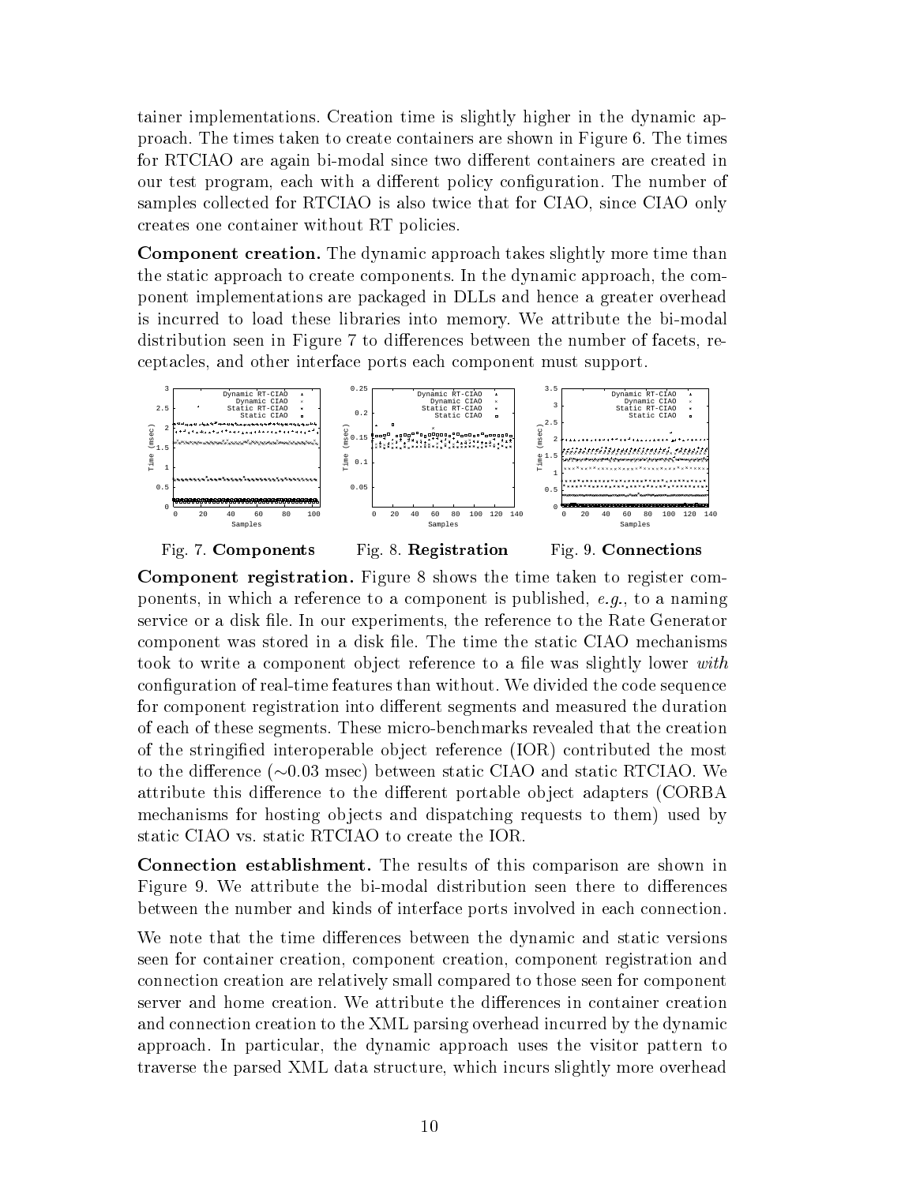tainer implementations. Creation time is slightly higher in the dynamic approach. The times taken to create containers are shown in Figure 6. The times for RTCIAO are again bi-modal since two different containers are created in our test program, each with a different policy configuration. The number of samples collected for RTCIAO is also twice that for CIAO, since CIAO only creates one container without RT policies.

**Component creation.** The dynamic approach takes slightly more time than the static approach to create components. In the dynamic approach, the component implementations are packaged in DLLs and hence a greater overhead is incurred to load these libraries into memory. We attribute the bi-modal distribution seen in Figure 7 to differences between the number of facets, receptacles, and other interface ports each component must support.

Fig. 7. **Components**

Fig. 8. **Registration**

Fig. 9. **Connections**

**Component registration.** Figure 8 shows the time taken to register components, in which a reference to a component is published, *e.g.*, to a naming service or a disk file. In our experiments, the reference to the Rate Generator component was stored in a disk file. The time the static CIAO mechanisms took to write a component object reference to a file was slightly lower *with* configuration of real-time features than without. We divided the code sequence for component registration into different segments and measured the duration of each of these segments. These micro-benchmarks revealed that the creation of the stringified interoperable object reference (IOR) contributed the most to the difference (~0.03 msec) between static CIAO and static RTCIAO. We attribute this difference to the different portable object adapters (CORBA mechanisms for hosting objects and dispatching requests to them) used by static CIAO vs. static RTCIAO to create the IOR.

**Connection establishment.** The results of this comparison are shown in Figure 9. We attribute the bi-modal distribution seen there to differences between the number and kinds of interface ports involved in each connection.

We note that the time differences between the dynamic and static versions seen for container creation, component creation, component registration and connection creation are relatively small compared to those seen for component server and home creation. We attribute the differences in container creation and connection creation to the XML parsing overhead incurred by the dynamic approach. In particular, the dynamic approach uses the visitor pattern to traverse the parsed XML data structure, which incurs slightly more overhead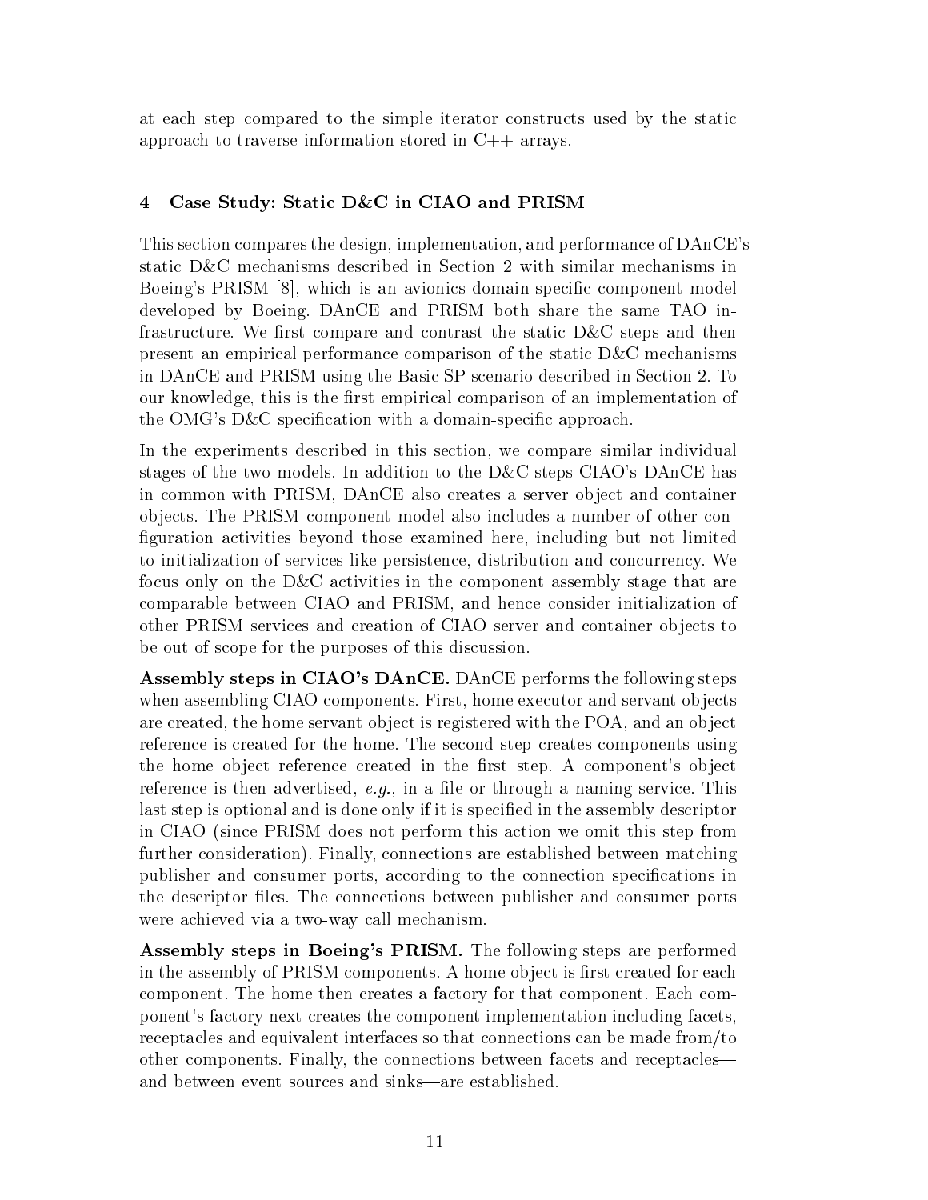at each step compared to the simple iterator constructs used by the static approach to traverse information stored in C++ arrays.

## 4 Case Study: Static D&C in CIAO and PRISM

This section compares the design, implementation, and performance of DAnCE's static D&C mechanisms described in Section 2 with similar mechanisms in Boeing's PRISM [8], which is an avionics domain-specific component model developed by Boeing. DAnCE and PRISM both share the same TAO infrastructure. We first compare and contrast the static D&C steps and then present an empirical performance comparison of the static D&C mechanisms in DAnCE and PRISM using the Basic SP scenario described in Section 2. To our knowledge, this is the first empirical comparison of an implementation of the OMG's D&C specification with a domain-specific approach.

In the experiments described in this section, we compare similar individual stages of the two models. In addition to the D&C steps CIAO's DAnCE has in common with PRISM, DAnCE also creates a server object and container objects. The PRISM component model also includes a number of other configuration activities beyond those examined here, including but not limited to initialization of services like persistence, distribution and concurrency. We focus only on the D&C activities in the component assembly stage that are comparable between CIAO and PRISM, and hence consider initialization of other PRISM services and creation of CIAO server and container objects to be out of scope for the purposes of this discussion.

**Assembly steps in CIAO's DAnCE.** DAnCE performs the following steps when assembling CIAO components. First, home executor and servant objects are created, the home servant object is registered with the POA, and an object reference is created for the home. The second step creates components using the home object reference created in the first step. A component's object reference is then advertised, *e.g.*, in a file or through a naming service. This last step is optional and is done only if it is specified in the assembly descriptor in CIAO (since PRISM does not perform this action we omit this step from further consideration). Finally, connections are established between matching publisher and consumer ports, according to the connection specifications in the descriptor files. The connections between publisher and consumer ports were achieved via a two-way call mechanism.

**Assembly steps in Boeing's PRISM.** The following steps are performed in the assembly of PRISM components. A home object is first created for each component. The home then creates a factory for that component. Each component's factory next creates the component implementation including facets, receptacles and equivalent interfaces so that connections can be made from/to other components. Finally, the connections between facets and receptacles—and between event sources and sinks—are established.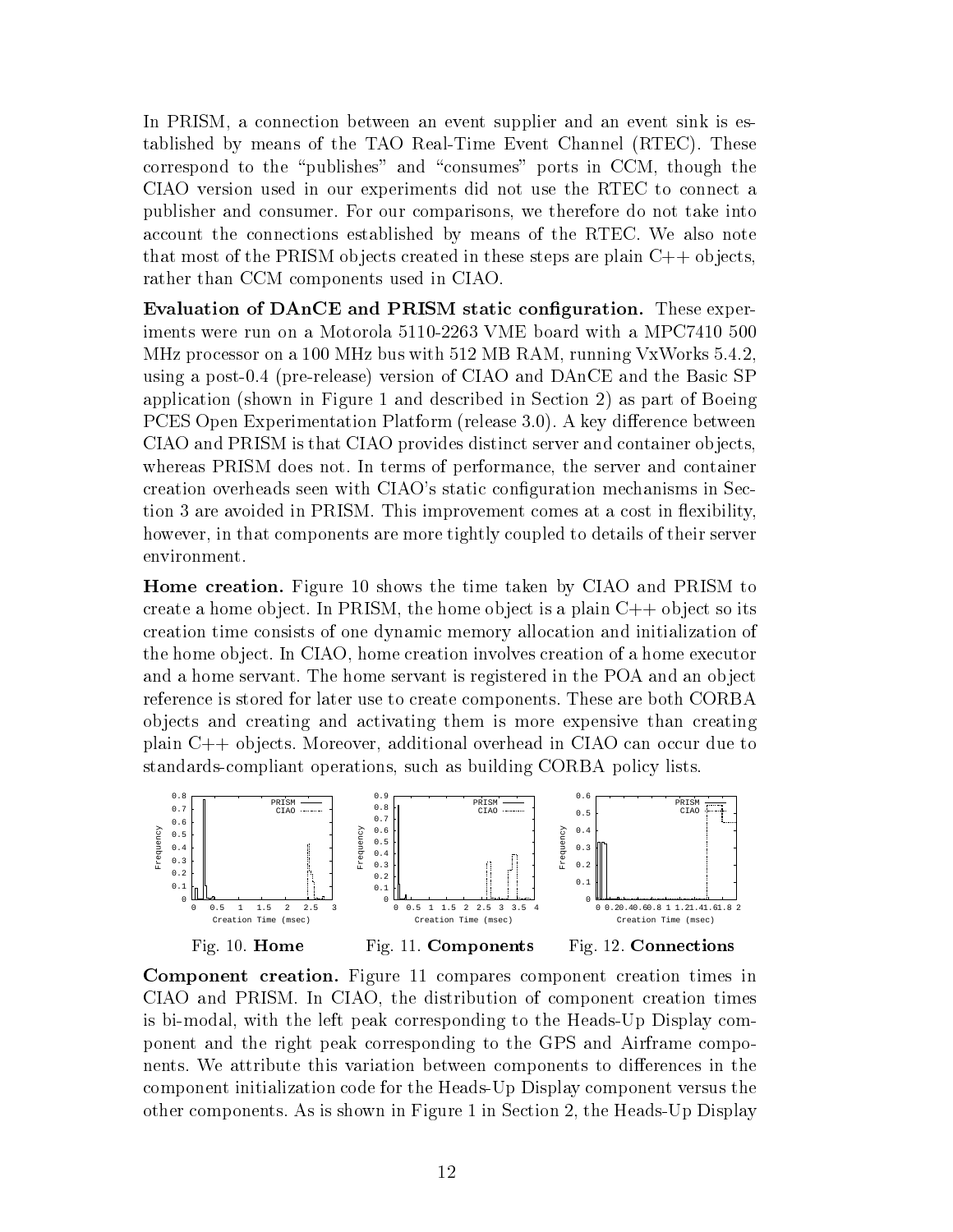In PRISM, a connection between an event supplier and an event sink is established by means of the TAO Real-Time Event Channel (RTEC). These correspond to the "publishes" and "consumes" ports in CCM, though the CIAO version used in our experiments did not use the RTEC to connect a publisher and consumer. For our comparisons, we therefore do not take into account the connections established by means of the RTEC. We also note that most of the PRISM objects created in these steps are plain C++ objects, rather than CCM components used in CIAO.

**Evaluation of DAnCE and PRISM static configuration.** These experiments were run on a Motorola 5110-2263 VME board with a MPC7410 500 MHz processor on a 100 MHz bus with 512 MB RAM, running VxWorks 5.4.2, using a post-0.4 (pre-release) version of CIAO and DAnCE and the Basic SP application (shown in Figure 1 and described in Section 2) as part of Boeing PCES Open Experimentation Platform (release 3.0). A key difference between CIAO and PRISM is that CIAO provides distinct server and container objects, whereas PRISM does not. In terms of performance, the server and container creation overheads seen with CIAO's static configuration mechanisms in Section 3 are avoided in PRISM. This improvement comes at a cost in flexibility, however, in that components are more tightly coupled to details of their server environment.

**Home creation.** Figure 10 shows the time taken by CIAO and PRISM to create a home object. In PRISM, the home object is a plain C++ object so its creation time consists of one dynamic memory allocation and initialization of the home object. In CIAO, home creation involves creation of a home executor and a home servant. The home servant is registered in the POA and an object reference is stored for later use to create components. These are both CORBA objects and creating and activating them is more expensive than creating plain C++ objects. Moreover, additional overhead in CIAO can occur due to standards-compliant operations, such as building CORBA policy lists.

Fig. 10. **Home**

Fig. 11. **Components**

Fig. 12. **Connections**

**Component creation.** Figure 11 compares component creation times in CIAO and PRISM. In CIAO, the distribution of component creation times is bi-modal, with the left peak corresponding to the Heads-Up Display component and the right peak corresponding to the GPS and Airframe components. We attribute this variation between components to differences in the component initialization code for the Heads-Up Display component versus the other components. As is shown in Figure 1 in Section 2, the Heads-Up Display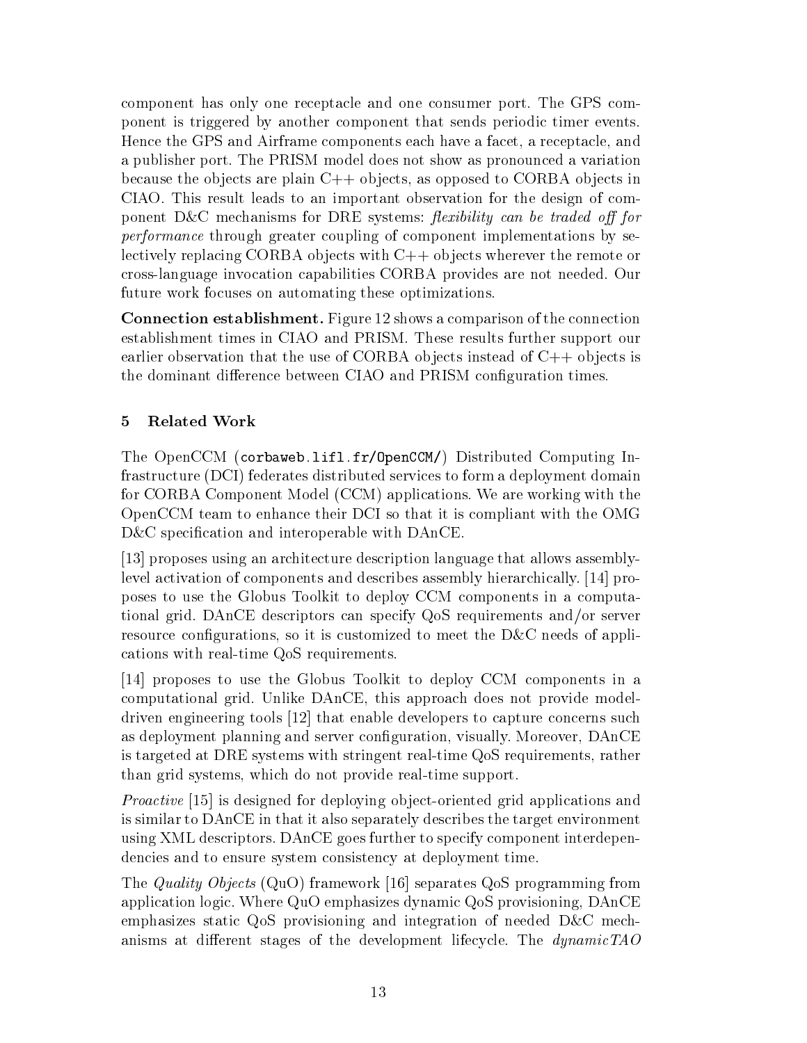component has only one receptacle and one consumer port. The GPS component is triggered by another component that sends periodic timer events. Hence the GPS and Airframe components each have a facet, a receptacle, and a publisher port. The PRISM model does not show as pronounced a variation because the objects are plain C++ objects, as opposed to CORBA objects in CIAO. This result leads to an important observation for the design of component D&C mechanisms for DRE systems: *flexibility can be traded off for performance* through greater coupling of component implementations by selectively replacing CORBA objects with C++ objects wherever the remote or cross-language invocation capabilities CORBA provides are not needed. Our future work focuses on automating these optimizations.

**Connection establishment.** Figure 12 shows a comparison of the connection establishment times in CIAO and PRISM. These results further support our earlier observation that the use of CORBA objects instead of C++ objects is the dominant difference between CIAO and PRISM configuration times.

## 5 Related Work

The OpenCCM (`corbaweb.lifl.fr/OpenCCM/`) Distributed Computing Infrastructure (DCI) federates distributed services to form a deployment domain for CORBA Component Model (CCM) applications. We are working with the OpenCCM team to enhance their DCI so that it is compliant with the OMG D&C specification and interoperable with DAnCE.

[13] proposes using an architecture description language that allows assembly-level activation of components and describes assembly hierarchically. [14] proposes to use the Globus Toolkit to deploy CCM components in a computational grid. DAnCE descriptors can specify QoS requirements and/or server resource configurations, so it is customized to meet the D&C needs of applications with real-time QoS requirements.

[14] proposes to use the Globus Toolkit to deploy CCM components in a computational grid. Unlike DAnCE, this approach does not provide model-driven engineering tools [12] that enable developers to capture concerns such as deployment planning and server configuration, visually. Moreover, DAnCE is targeted at DRE systems with stringent real-time QoS requirements, rather than grid systems, which do not provide real-time support.

*Proactive* [15] is designed for deploying object-oriented grid applications and is similar to DAnCE in that it also separately describes the target environment using XML descriptors. DAnCE goes further to specify component interdependencies and to ensure system consistency at deployment time.

The *Quality Objects* (QuO) framework [16] separates QoS programming from application logic. Where QuO emphasizes dynamic QoS provisioning, DAnCE emphasizes static QoS provisioning and integration of needed D&C mechanisms at different stages of the development lifecycle. The *dynamicTAO*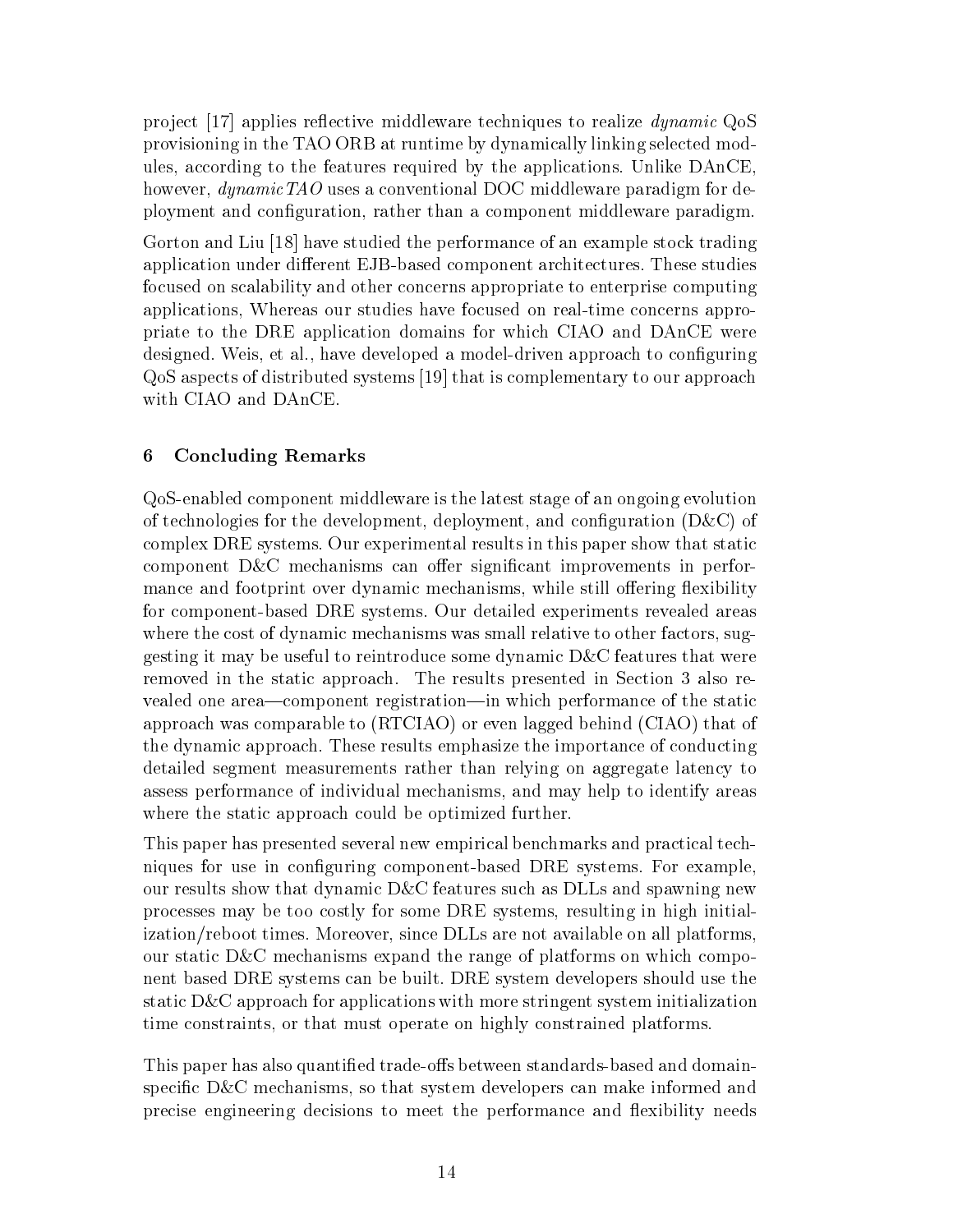project [17] applies reflective middleware techniques to realize *dynamic* QoS provisioning in the TAO ORB at runtime by dynamically linking selected modules, according to the features required by the applications. Unlike DAnCE, however, *dynamicTAO* uses a conventional DOC middleware paradigm for deployment and configuration, rather than a component middleware paradigm.

Gorton and Liu [18] have studied the performance of an example stock trading application under different EJB-based component architectures. These studies focused on scalability and other concerns appropriate to enterprise computing applications, Whereas our studies have focused on real-time concerns appropriate to the DRE application domains for which CIAO and DAnCE were designed. Weis, et al., have developed a model-driven approach to configuring QoS aspects of distributed systems [19] that is complementary to our approach with CIAO and DAnCE.

## 6 Concluding Remarks

QoS-enabled component middleware is the latest stage of an ongoing evolution of technologies for the development, deployment, and configuration (D&C) of complex DRE systems. Our experimental results in this paper show that static component D&C mechanisms can offer significant improvements in performance and footprint over dynamic mechanisms, while still offering flexibility for component-based DRE systems. Our detailed experiments revealed areas where the cost of dynamic mechanisms was small relative to other factors, suggesting it may be useful to reintroduce some dynamic D&C features that were removed in the static approach. The results presented in Section 3 also revealed one area—component registration—in which performance of the static approach was comparable to (RTCIAO) or even lagged behind (CIAO) that of the dynamic approach. These results emphasize the importance of conducting detailed segment measurements rather than relying on aggregate latency to assess performance of individual mechanisms, and may help to identify areas where the static approach could be optimized further.

This paper has presented several new empirical benchmarks and practical techniques for use in configuring component-based DRE systems. For example, our results show that dynamic D&C features such as DLLs and spawning new processes may be too costly for some DRE systems, resulting in high initialization/reboot times. Moreover, since DLLs are not available on all platforms, our static D&C mechanisms expand the range of platforms on which component based DRE systems can be built. DRE system developers should use the static D&C approach for applications with more stringent system initialization time constraints, or that must operate on highly constrained platforms.

This paper has also quantified trade-offs between standards-based and domain-specific D&C mechanisms, so that system developers can make informed and precise engineering decisions to meet the performance and flexibility needs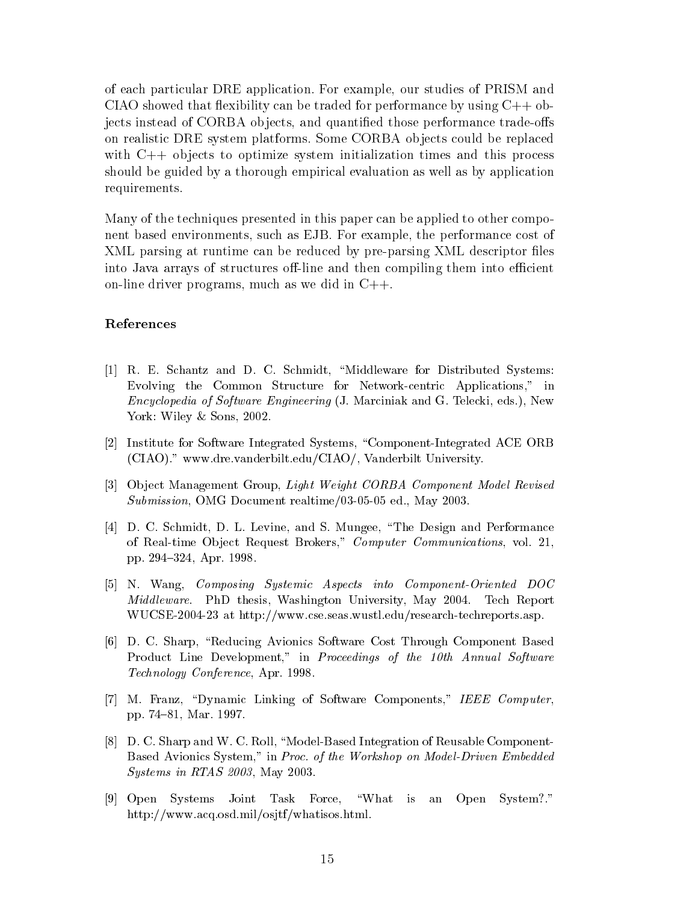of each particular DRE application. For example, our studies of PRISM and CIAO showed that flexibility can be traded for performance by using C++ objects instead of CORBA objects, and quantified those performance trade-offs on realistic DRE system platforms. Some CORBA objects could be replaced with C++ objects to optimize system initialization times and this process should be guided by a thorough empirical evaluation as well as by application requirements.

Many of the techniques presented in this paper can be applied to other component based environments, such as EJB. For example, the performance cost of XML parsing at runtime can be reduced by pre-parsing XML descriptor files into Java arrays of structures off-line and then compiling them into efficient on-line driver programs, much as we did in C++.

## References

[1] R. E. Schantz and D. C. Schmidt, "Middleware for Distributed Systems: Evolving the Common Structure for Network-centric Applications," in *Encyclopedia of Software Engineering* (J. Marciniak and G. Telecki, eds.), New York: Wiley & Sons, 2002.

[2] Institute for Software Integrated Systems, "Component-Integrated ACE ORB (CIAO)." www.dre.vanderbilt.edu/CIAO/, Vanderbilt University.

[3] Object Management Group, *Light Weight CORBA Component Model Revised Submission*, OMG Document realtime/03-05-05 ed., May 2003.

[4] D. C. Schmidt, D. L. Levine, and S. Mungee, "The Design and Performance of Real-time Object Request Brokers," *Computer Communications*, vol. 21, pp. 294–324, Apr. 1998.

[5] N. Wang, *Composing Systemic Aspects into Component-Oriented DOC Middleware*. PhD thesis, Washington University, May 2004. Tech Report WUCSE-2004-23 at http://www.cse.seas.wustl.edu/research-techreports.asp.

[6] D. C. Sharp, "Reducing Avionics Software Cost Through Component Based Product Line Development," in *Proceedings of the 10th Annual Software Technology Conference*, Apr. 1998.

[7] M. Franz, "Dynamic Linking of Software Components," *IEEE Computer*, pp. 74–81, Mar. 1997.

[8] D. C. Sharp and W. C. Roll, "Model-Based Integration of Reusable Component-Based Avionics System," in *Proc. of the Workshop on Model-Driven Embedded Systems in RTAS 2003*, May 2003.

[9] Open Systems Joint Task Force, "What is an Open System?." http://www.acq.osd.mil/osjtf/whatisos.html.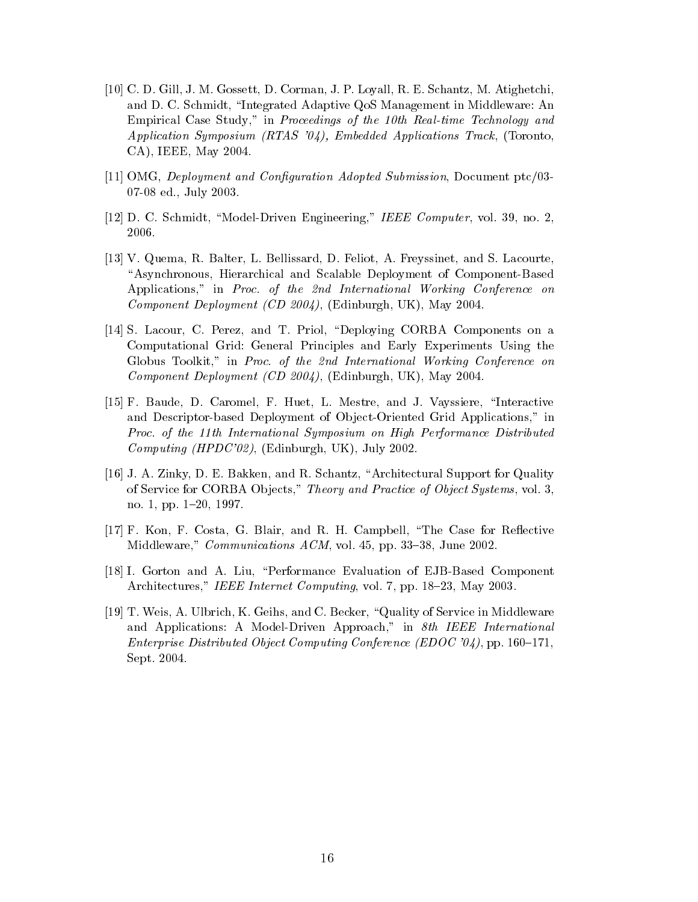[10] C. D. Gill, J. M. Gossett, D. Corman, J. P. Loyall, R. E. Schantz, M. Atighetchi, and D. C. Schmidt, "Integrated Adaptive QoS Management in Middleware: An Empirical Case Study," in *Proceedings of the 10th Real-time Technology and Application Symposium (RTAS '04), Embedded Applications Track*, (Toronto, CA), IEEE, May 2004.

[11] OMG, *Deployment and Configuration Adopted Submission*, Document ptc/03-07-08 ed., July 2003.

[12] D. C. Schmidt, "Model-Driven Engineering," *IEEE Computer*, vol. 39, no. 2, 2006.

[13] V. Quema, R. Balter, L. Bellissard, D. Feliot, A. Freyssinet, and S. Lacourte, "Asynchronous, Hierarchical and Scalable Deployment of Component-Based Applications," in *Proc. of the 2nd International Working Conference on Component Deployment (CD 2004)*, (Edinburgh, UK), May 2004.

[14] S. Lacour, C. Perez, and T. Priol, "Deploying CORBA Components on a Computational Grid: General Principles and Early Experiments Using the Globus Toolkit," in *Proc. of the 2nd International Working Conference on Component Deployment (CD 2004)*, (Edinburgh, UK), May 2004.

[15] F. Baude, D. Caromel, F. Huet, L. Mestre, and J. Vayssiere, "Interactive and Descriptor-based Deployment of Object-Oriented Grid Applications," in *Proc. of the 11th International Symposium on High Performance Distributed Computing (HPDC'02)*, (Edinburgh, UK), July 2002.

[16] J. A. Zinky, D. E. Bakken, and R. Schantz, "Architectural Support for Quality of Service for CORBA Objects," *Theory and Practice of Object Systems*, vol. 3, no. 1, pp. 1–20, 1997.

[17] F. Kon, F. Costa, G. Blair, and R. H. Campbell, "The Case for Reflective Middleware," *Communications ACM*, vol. 45, pp. 33–38, June 2002.

[18] I. Gorton and A. Liu, "Performance Evaluation of EJB-Based Component Architectures," *IEEE Internet Computing*, vol. 7, pp. 18–23, May 2003.

[19] T. Weis, A. Ulbrich, K. Geihs, and C. Becker, "Quality of Service in Middleware and Applications: A Model-Driven Approach," in *8th IEEE International Enterprise Distributed Object Computing Conference (EDOC '04)*, pp. 160–171, Sept. 2004.